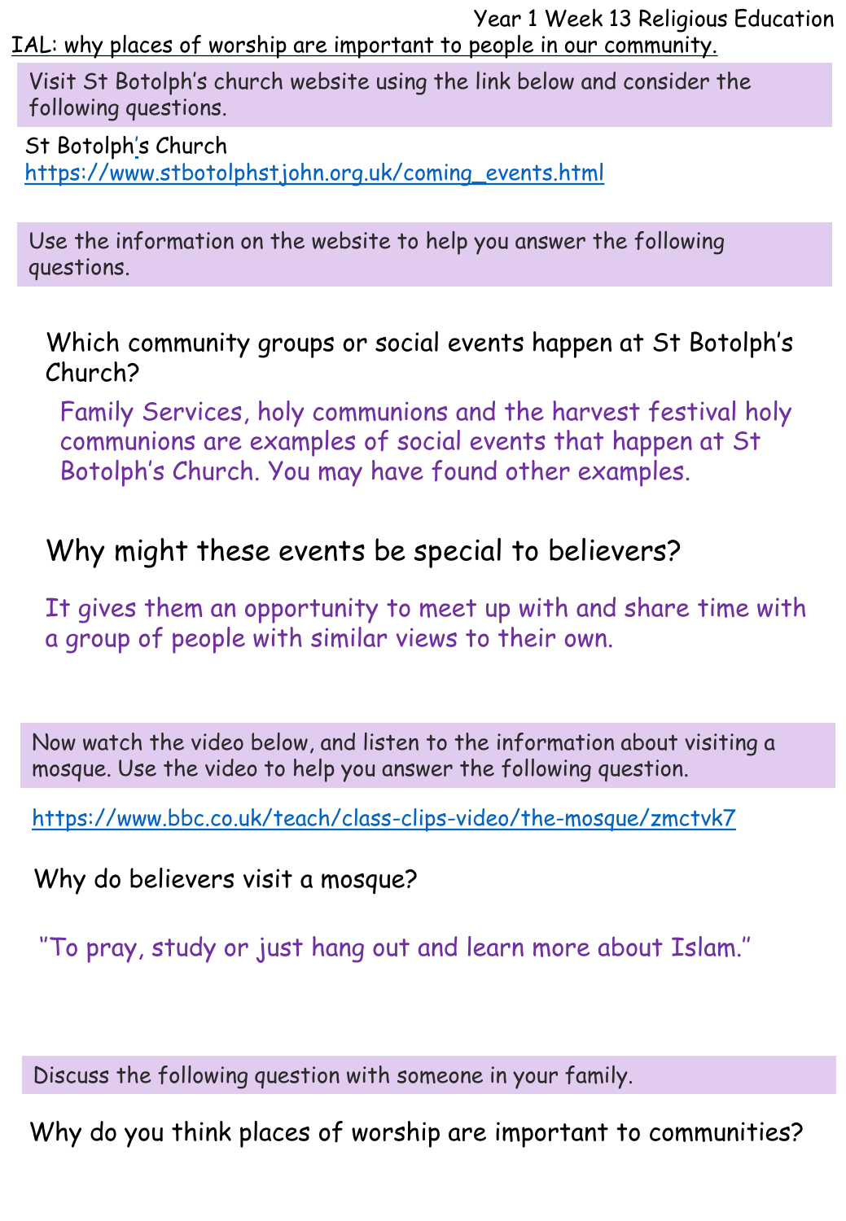Year 1 Week 13 Religious Education

IAL: why places of worship are important to people in our community.

Visit St Botolph's church website using the link below and consider the following questions.

St Botolph's Church
https://www.stbotolphstjohn.org.uk/coming_events.html

Use the information on the website to help you answer the following questions.

Which community groups or social events happen at St Botolph's Church?

Family Services, holy communions and the harvest festival holy communions are examples of social events that happen at St Botolph's Church. You may have found other examples.

Why might these events be special to believers?

It gives them an opportunity to meet up with and share time with a group of people with similar views to their own.

Now watch the video below, and listen to the information about visiting a mosque. Use the video to help you answer the following question.

https://www.bbc.co.uk/teach/class-clips-video/the-mosque/zmctvk7

Why do believers visit a mosque?

"To pray, study or just hang out and learn more about Islam."

Discuss the following question with someone in your family.

Why do you think places of worship are important to communities?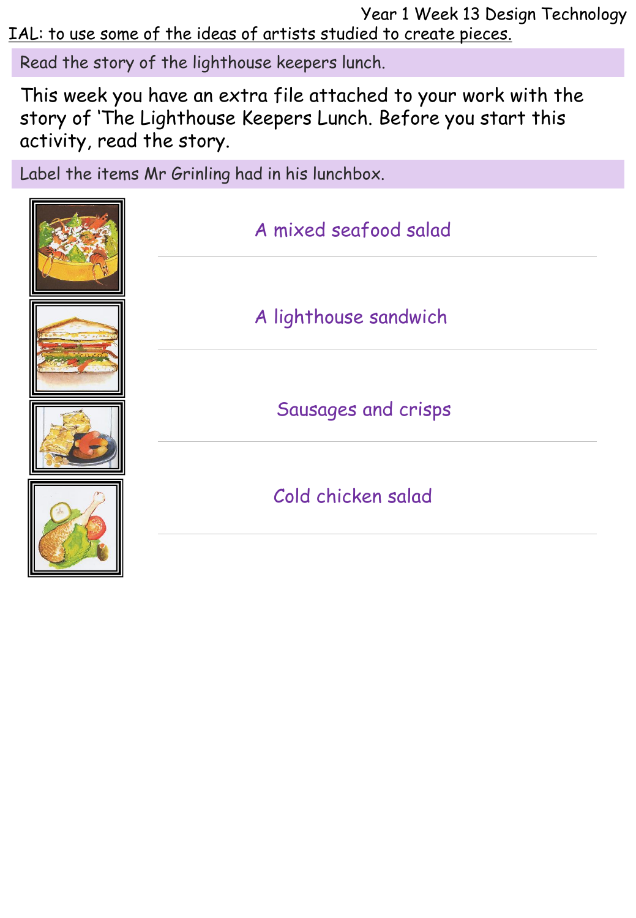Year 1 Week 13 Design Technology

IAL: to use some of the ideas of artists studied to create pieces.

Read the story of the lighthouse keepers lunch.

This week you have an extra file attached to your work with the story of 'The Lighthouse Keepers Lunch. Before you start this activity, read the story.

Label the items Mr Grinling had in his lunchbox.

A mixed seafood salad

A lighthouse sandwich

Sausages and crisps

Cold chicken salad